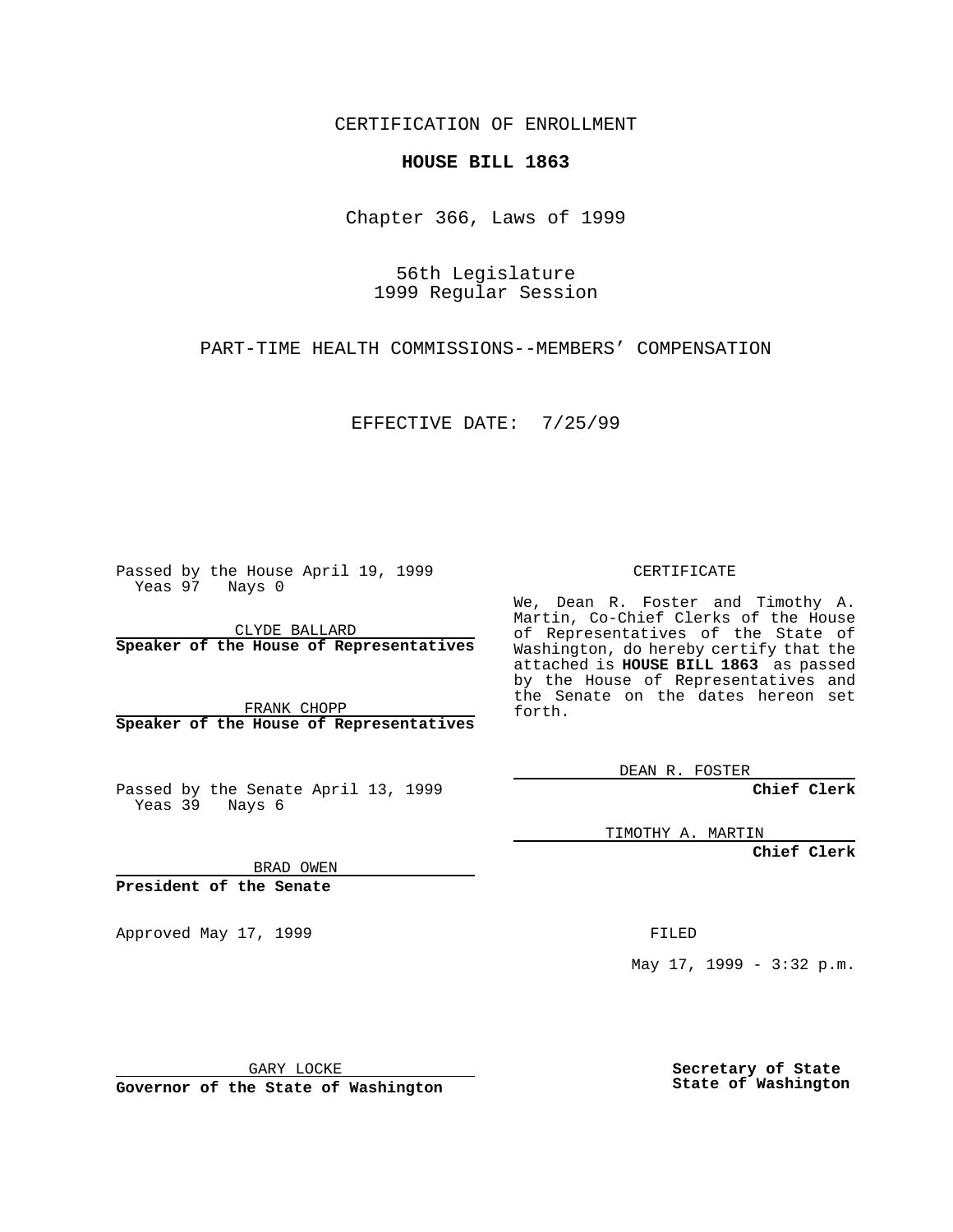CERTIFICATION OF ENROLLMENT

**HOUSE BILL 1863**

Chapter 366, Laws of 1999

56th Legislature
1999 Regular Session

PART-TIME HEALTH COMMISSIONS--MEMBERS' COMPENSATION

EFFECTIVE DATE: 7/25/99

Passed by the House April 19, 1999
Yeas 97 Nays 0

CLYDE BALLARD
**Speaker of the House of Representatives**

FRANK CHOPP
**Speaker of the House of Representatives**

Passed by the Senate April 13, 1999
Yeas 39 Nays 6

BRAD OWEN
**President of the Senate**

Approved May 17, 1999

GARY LOCKE
**Governor of the State of Washington**

CERTIFICATE

We, Dean R. Foster and Timothy A. Martin, Co-Chief Clerks of the House of Representatives of the State of Washington, do hereby certify that the attached is **HOUSE BILL 1863** as passed by the House of Representatives and the Senate on the dates hereon set forth.

DEAN R. FOSTER
**Chief Clerk**

TIMOTHY A. MARTIN
**Chief Clerk**

FILED

May 17, 1999 - 3:32 p.m.

**Secretary of State**
**State of Washington**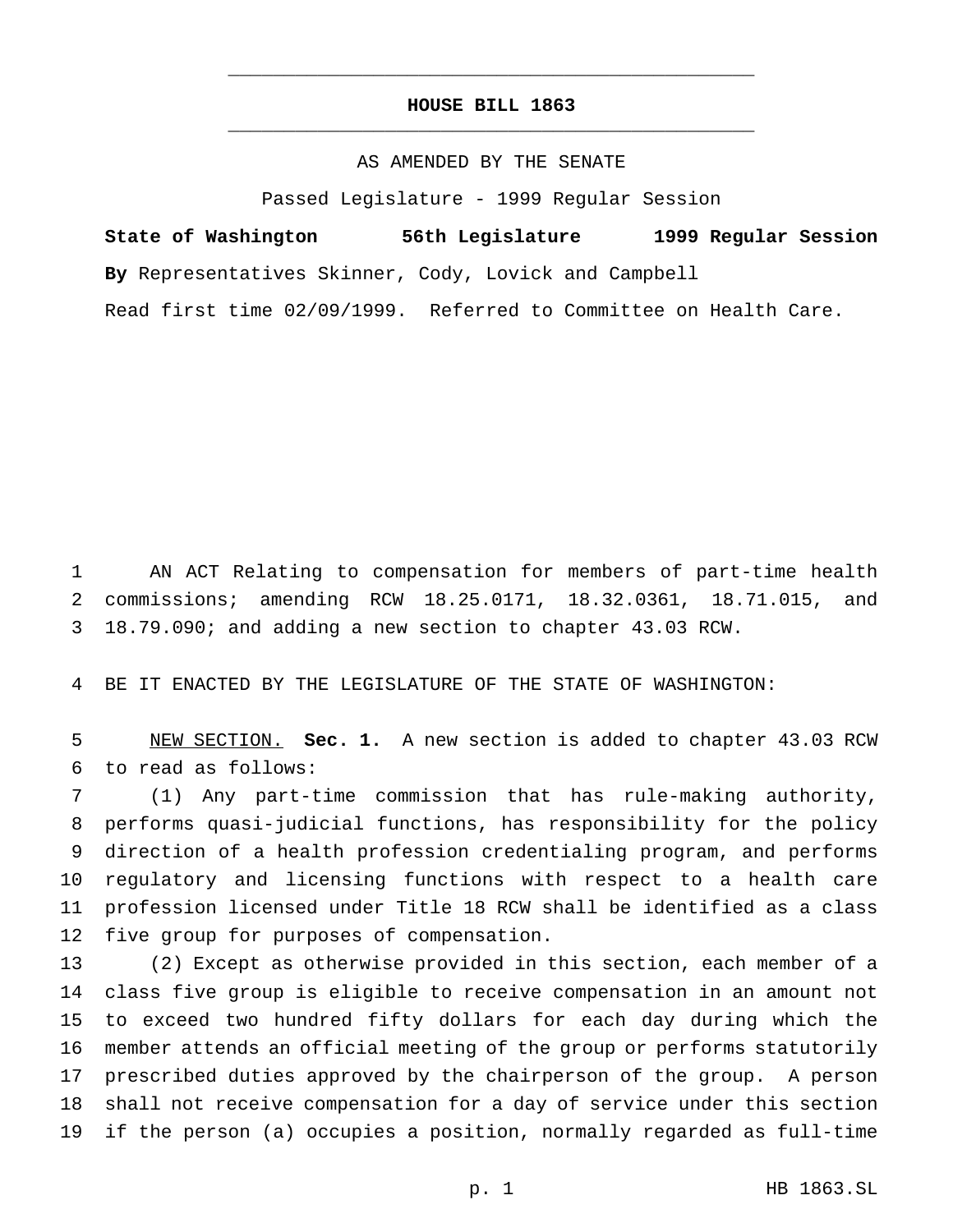# HOUSE BILL 1863

AS AMENDED BY THE SENATE

Passed Legislature - 1999 Regular Session

**State of Washington 56th Legislature 1999 Regular Session**

**By** Representatives Skinner, Cody, Lovick and Campbell

Read first time 02/09/1999. Referred to Committee on Health Care.

AN ACT Relating to compensation for members of part-time health commissions; amending RCW 18.25.0171, 18.32.0361, 18.71.015, and 18.79.090; and adding a new section to chapter 43.03 RCW.

BE IT ENACTED BY THE LEGISLATURE OF THE STATE OF WASHINGTON:

NEW SECTION. **Sec. 1.** A new section is added to chapter 43.03 RCW to read as follows:

(1) Any part-time commission that has rule-making authority, performs quasi-judicial functions, has responsibility for the policy direction of a health profession credentialing program, and performs regulatory and licensing functions with respect to a health care profession licensed under Title 18 RCW shall be identified as a class five group for purposes of compensation.

(2) Except as otherwise provided in this section, each member of a class five group is eligible to receive compensation in an amount not to exceed two hundred fifty dollars for each day during which the member attends an official meeting of the group or performs statutorily prescribed duties approved by the chairperson of the group. A person shall not receive compensation for a day of service under this section if the person (a) occupies a position, normally regarded as full-time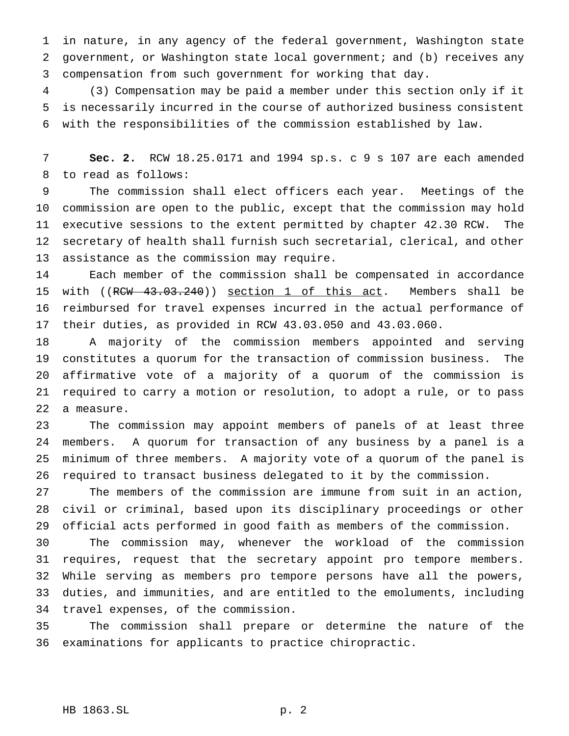in nature, in any agency of the federal government, Washington state government, or Washington state local government; and (b) receives any compensation from such government for working that day.

(3) Compensation may be paid a member under this section only if it is necessarily incurred in the course of authorized business consistent with the responsibilities of the commission established by law.

**Sec. 2.** RCW 18.25.0171 and 1994 sp.s. c 9 s 107 are each amended to read as follows:

The commission shall elect officers each year. Meetings of the commission are open to the public, except that the commission may hold executive sessions to the extent permitted by chapter 42.30 RCW. The secretary of health shall furnish such secretarial, clerical, and other assistance as the commission may require.

Each member of the commission shall be compensated in accordance with ((~~RCW 43.03.240~~)) <u>section 1 of this act</u>. Members shall be reimbursed for travel expenses incurred in the actual performance of their duties, as provided in RCW 43.03.050 and 43.03.060.

A majority of the commission members appointed and serving constitutes a quorum for the transaction of commission business. The affirmative vote of a majority of a quorum of the commission is required to carry a motion or resolution, to adopt a rule, or to pass a measure.

The commission may appoint members of panels of at least three members. A quorum for transaction of any business by a panel is a minimum of three members. A majority vote of a quorum of the panel is required to transact business delegated to it by the commission.

The members of the commission are immune from suit in an action, civil or criminal, based upon its disciplinary proceedings or other official acts performed in good faith as members of the commission.

The commission may, whenever the workload of the commission requires, request that the secretary appoint pro tempore members. While serving as members pro tempore persons have all the powers, duties, and immunities, and are entitled to the emoluments, including travel expenses, of the commission.

The commission shall prepare or determine the nature of the examinations for applicants to practice chiropractic.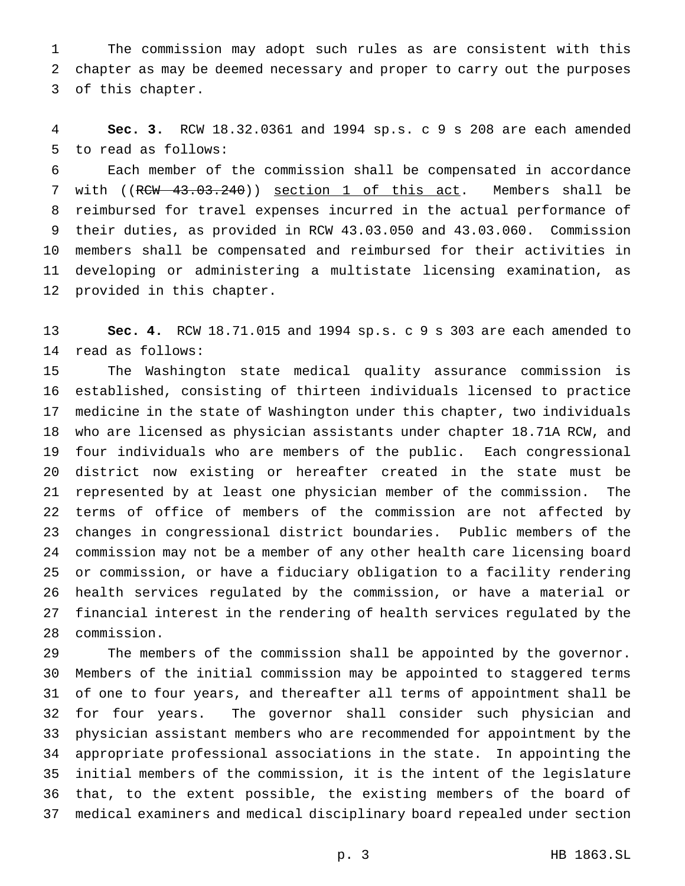The commission may adopt such rules as are consistent with this chapter as may be deemed necessary and proper to carry out the purposes of this chapter.

**Sec. 3.** RCW 18.32.0361 and 1994 sp.s. c 9 s 208 are each amended to read as follows:

Each member of the commission shall be compensated in accordance with ((~~RCW 43.03.240~~)) <u>section 1 of this act</u>. Members shall be reimbursed for travel expenses incurred in the actual performance of their duties, as provided in RCW 43.03.050 and 43.03.060. Commission members shall be compensated and reimbursed for their activities in developing or administering a multistate licensing examination, as provided in this chapter.

**Sec. 4.** RCW 18.71.015 and 1994 sp.s. c 9 s 303 are each amended to read as follows:

The Washington state medical quality assurance commission is established, consisting of thirteen individuals licensed to practice medicine in the state of Washington under this chapter, two individuals who are licensed as physician assistants under chapter 18.71A RCW, and four individuals who are members of the public. Each congressional district now existing or hereafter created in the state must be represented by at least one physician member of the commission. The terms of office of members of the commission are not affected by changes in congressional district boundaries. Public members of the commission may not be a member of any other health care licensing board or commission, or have a fiduciary obligation to a facility rendering health services regulated by the commission, or have a material or financial interest in the rendering of health services regulated by the commission.

The members of the commission shall be appointed by the governor. Members of the initial commission may be appointed to staggered terms of one to four years, and thereafter all terms of appointment shall be for four years. The governor shall consider such physician and physician assistant members who are recommended for appointment by the appropriate professional associations in the state. In appointing the initial members of the commission, it is the intent of the legislature that, to the extent possible, the existing members of the board of medical examiners and medical disciplinary board repealed under section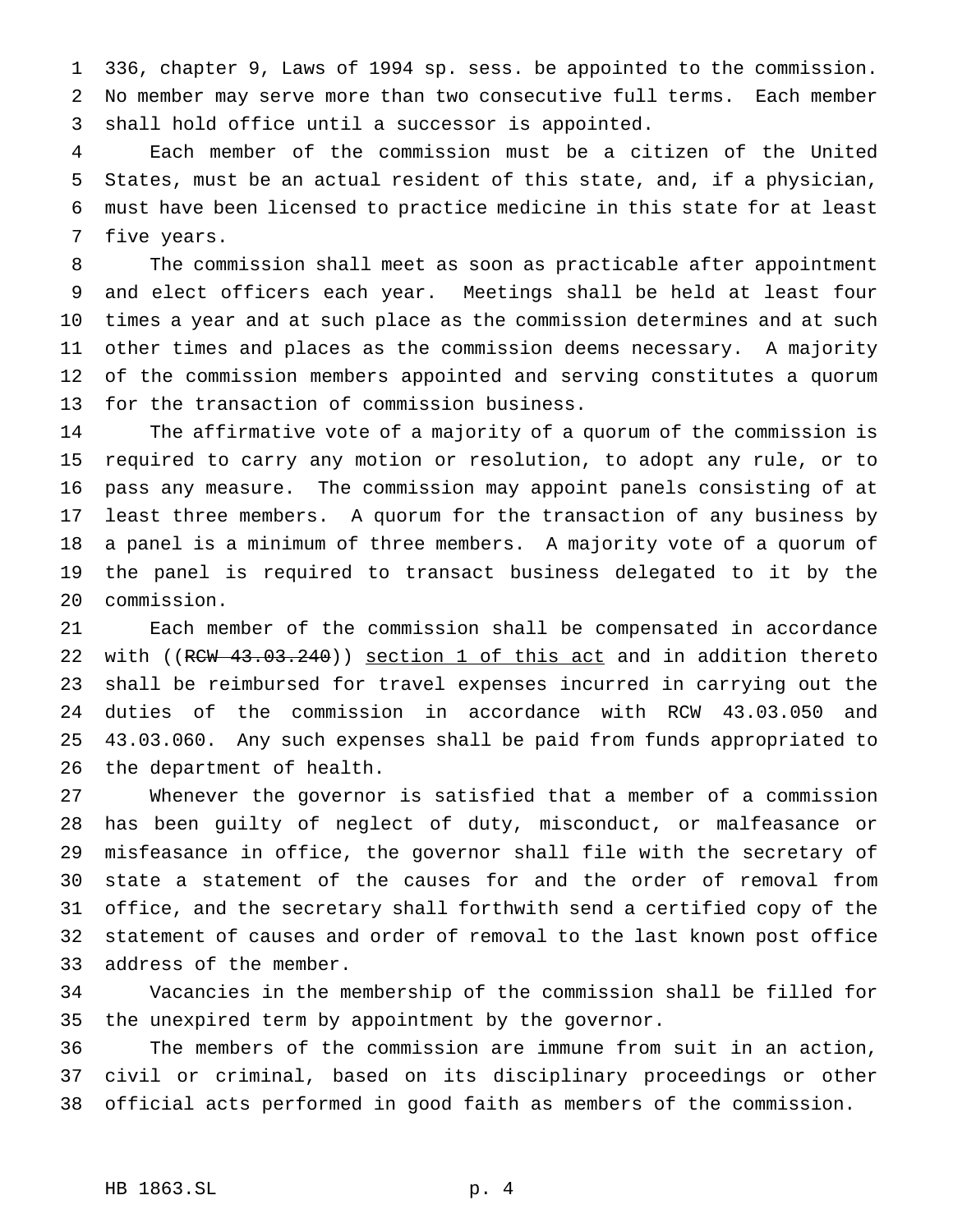336, chapter 9, Laws of 1994 sp. sess. be appointed to the commission. No member may serve more than two consecutive full terms. Each member shall hold office until a successor is appointed.

Each member of the commission must be a citizen of the United States, must be an actual resident of this state, and, if a physician, must have been licensed to practice medicine in this state for at least five years.

The commission shall meet as soon as practicable after appointment and elect officers each year. Meetings shall be held at least four times a year and at such place as the commission determines and at such other times and places as the commission deems necessary. A majority of the commission members appointed and serving constitutes a quorum for the transaction of commission business.

The affirmative vote of a majority of a quorum of the commission is required to carry any motion or resolution, to adopt any rule, or to pass any measure. The commission may appoint panels consisting of at least three members. A quorum for the transaction of any business by a panel is a minimum of three members. A majority vote of a quorum of the panel is required to transact business delegated to it by the commission.

Each member of the commission shall be compensated in accordance with ((~~RCW 43.03.240~~)) <u>section 1 of this act</u> and in addition thereto shall be reimbursed for travel expenses incurred in carrying out the duties of the commission in accordance with RCW 43.03.050 and 43.03.060. Any such expenses shall be paid from funds appropriated to the department of health.

Whenever the governor is satisfied that a member of a commission has been guilty of neglect of duty, misconduct, or malfeasance or misfeasance in office, the governor shall file with the secretary of state a statement of the causes for and the order of removal from office, and the secretary shall forthwith send a certified copy of the statement of causes and order of removal to the last known post office address of the member.

Vacancies in the membership of the commission shall be filled for the unexpired term by appointment by the governor.

The members of the commission are immune from suit in an action, civil or criminal, based on its disciplinary proceedings or other official acts performed in good faith as members of the commission.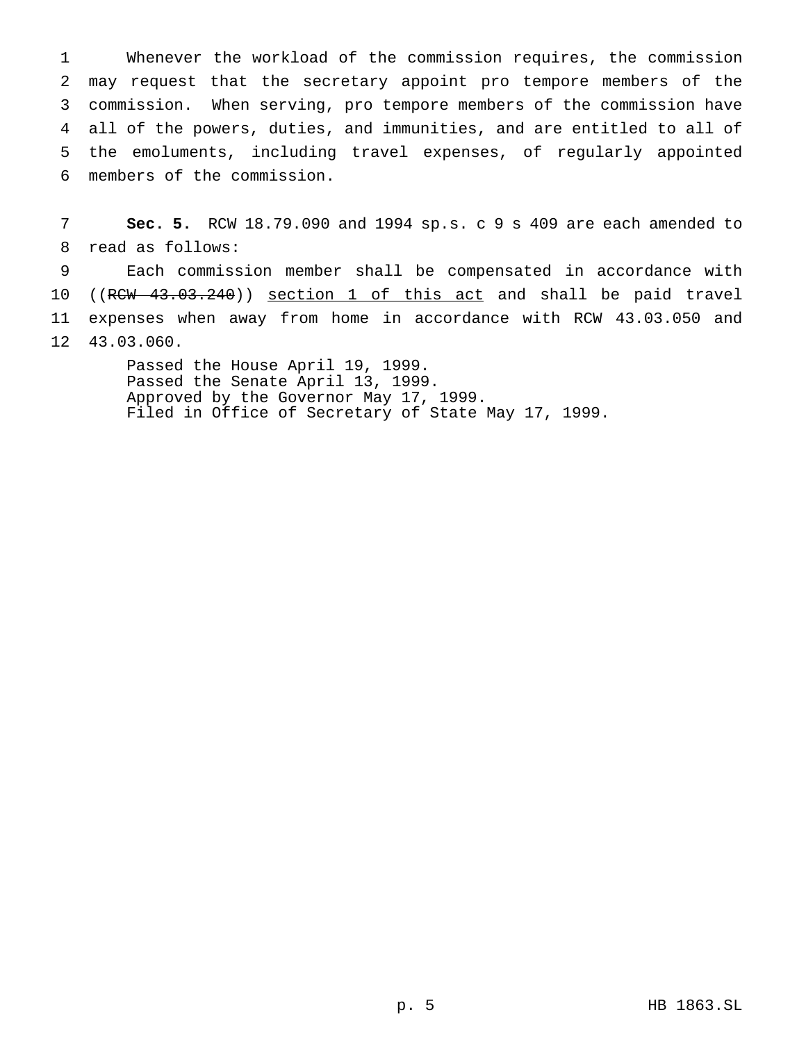Whenever the workload of the commission requires, the commission may request that the secretary appoint pro tempore members of the commission. When serving, pro tempore members of the commission have all of the powers, duties, and immunities, and are entitled to all of the emoluments, including travel expenses, of regularly appointed members of the commission.

**Sec. 5.** RCW 18.79.090 and 1994 sp.s. c 9 s 409 are each amended to read as follows:

Each commission member shall be compensated in accordance with ((~~RCW 43.03.240~~)) <u>section 1 of this act</u> and shall be paid travel expenses when away from home in accordance with RCW 43.03.050 and 43.03.060.

Passed the House April 19, 1999.
Passed the Senate April 13, 1999.
Approved by the Governor May 17, 1999.
Filed in Office of Secretary of State May 17, 1999.